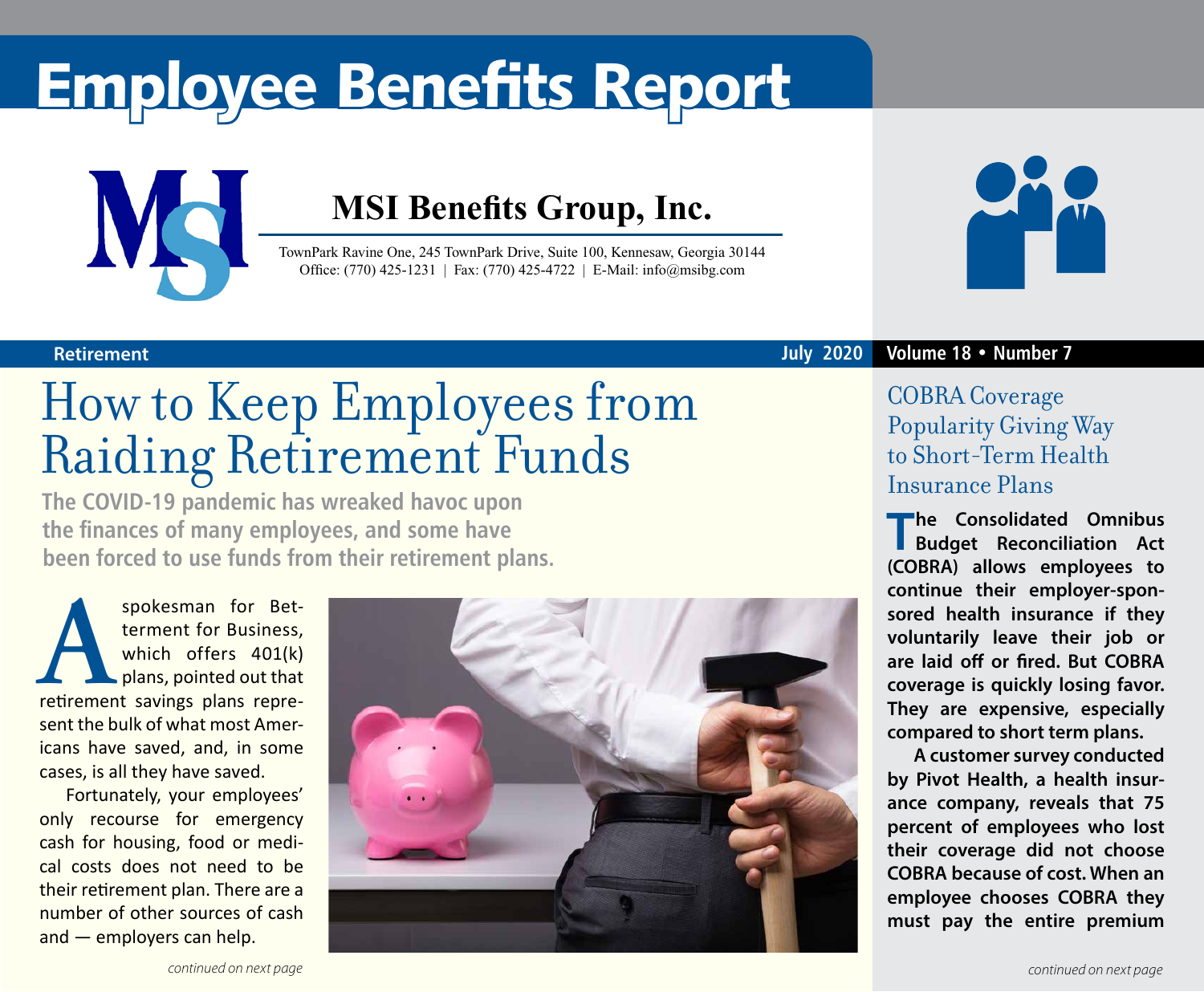# Employee Benefits Report

**MSI Benefits Group, Inc.**

TownPark Ravine One, 245 TownPark Drive, Suite 100, Kennesaw, Georgia 30144
Office: (770) 425-1231 | Fax: (770) 425-4722 | E-Mail: info@msibg.com

Retirement — July 2020 — Volume 18 • Number 7

## How to Keep Employees from Raiding Retirement Funds

**The COVID-19 pandemic has wreaked havoc upon the finances of many employees, and some have been forced to use funds from their retirement plans.**

A spokesman for Betterment for Business, which offers 401(k) plans, pointed out that retirement savings plans represent the bulk of what most Americans have saved, and, in some cases, is all they have saved.

Fortunately, your employees' only recourse for emergency cash for housing, food or medical costs does not need to be their retirement plan. There are a number of other sources of cash and — employers can help.

*continued on next page*

## COBRA Coverage Popularity Giving Way to Short-Term Health Insurance Plans

**The Consolidated Omnibus Budget Reconciliation Act (COBRA) allows employees to continue their employer-sponsored health insurance if they voluntarily leave their job or are laid off or fired. But COBRA coverage is quickly losing favor. They are expensive, especially compared to short term plans.**

**A customer survey conducted by Pivot Health, a health insurance company, reveals that 75 percent of employees who lost their coverage did not choose COBRA because of cost. When an employee chooses COBRA they must pay the entire premium**

*continued on next page*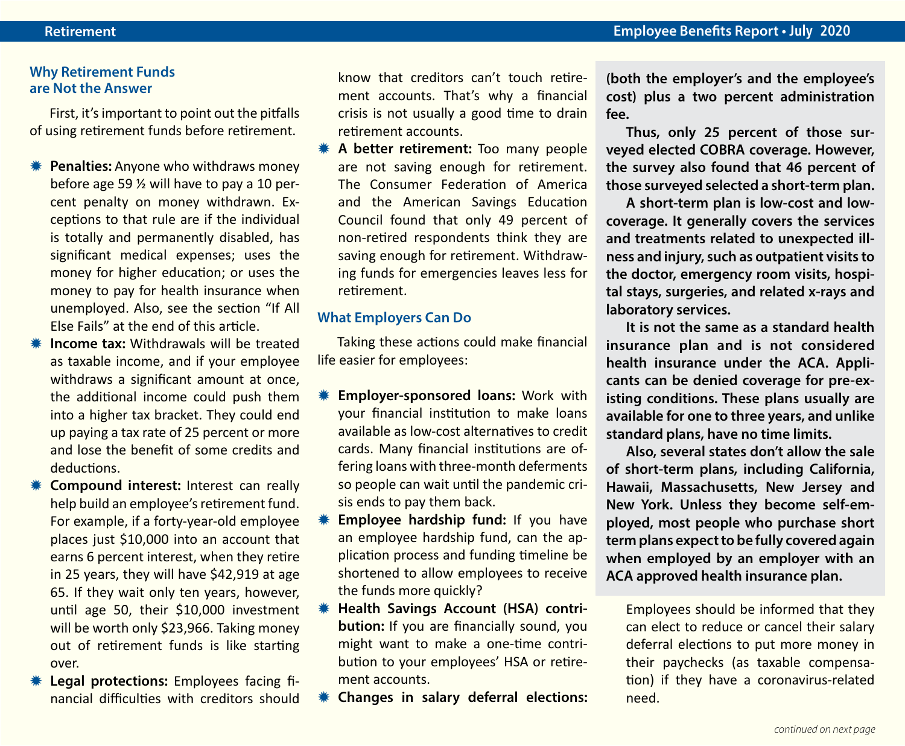## Why Retirement Funds are Not the Answer

First, it's important to point out the pitfalls of using retirement funds before retirement.

- **Penalties:** Anyone who withdraws money before age 59 ½ will have to pay a 10 percent penalty on money withdrawn. Exceptions to that rule are if the individual is totally and permanently disabled, has significant medical expenses; uses the money for higher education; or uses the money to pay for health insurance when unemployed. Also, see the section "If All Else Fails" at the end of this article.
- **Income tax:** Withdrawals will be treated as taxable income, and if your employee withdraws a significant amount at once, the additional income could push them into a higher tax bracket. They could end up paying a tax rate of 25 percent or more and lose the benefit of some credits and deductions.
- **Compound interest:** Interest can really help build an employee's retirement fund. For example, if a forty-year-old employee places just $10,000 into an account that earns 6 percent interest, when they retire in 25 years, they will have $42,919 at age 65. If they wait only ten years, however, until age 50, their $10,000 investment will be worth only $23,966. Taking money out of retirement funds is like starting over.
- **Legal protections:** Employees facing financial difficulties with creditors should know that creditors can't touch retirement accounts. That's why a financial crisis is not usually a good time to drain retirement accounts.
- **A better retirement:** Too many people are not saving enough for retirement. The Consumer Federation of America and the American Savings Education Council found that only 49 percent of non-retired respondents think they are saving enough for retirement. Withdrawing funds for emergencies leaves less for retirement.

## What Employers Can Do

Taking these actions could make financial life easier for employees:

- **Employer-sponsored loans:** Work with your financial institution to make loans available as low-cost alternatives to credit cards. Many financial institutions are offering loans with three-month deferments so people can wait until the pandemic crisis ends to pay them back.
- **Employee hardship fund:** If you have an employee hardship fund, can the application process and funding timeline be shortened to allow employees to receive the funds more quickly?
- **Health Savings Account (HSA) contribution:** If you are financially sound, you might want to make a one-time contribution to your employees' HSA or retirement accounts.
- **Changes in salary deferral elections:** Employees should be informed that they can elect to reduce or cancel their salary deferral elections to put more money in their paychecks (as taxable compensation) if they have a coronavirus-related need.

**(both the employer's and the employee's cost) plus a two percent administration fee.**

**Thus, only 25 percent of those surveyed elected COBRA coverage. However, the survey also found that 46 percent of those surveyed selected a short-term plan.**

**A short-term plan is low-cost and low-coverage. It generally covers the services and treatments related to unexpected illness and injury, such as outpatient visits to the doctor, emergency room visits, hospital stays, surgeries, and related x-rays and laboratory services.**

**It is not the same as a standard health insurance plan and is not considered health insurance under the ACA. Applicants can be denied coverage for pre-existing conditions. These plans usually are available for one to three years, and unlike standard plans, have no time limits.**

**Also, several states don't allow the sale of short-term plans, including California, Hawaii, Massachusetts, New Jersey and New York. Unless they become self-employed, most people who purchase short term plans expect to be fully covered again when employed by an employer with an ACA approved health insurance plan.**

*continued on next page*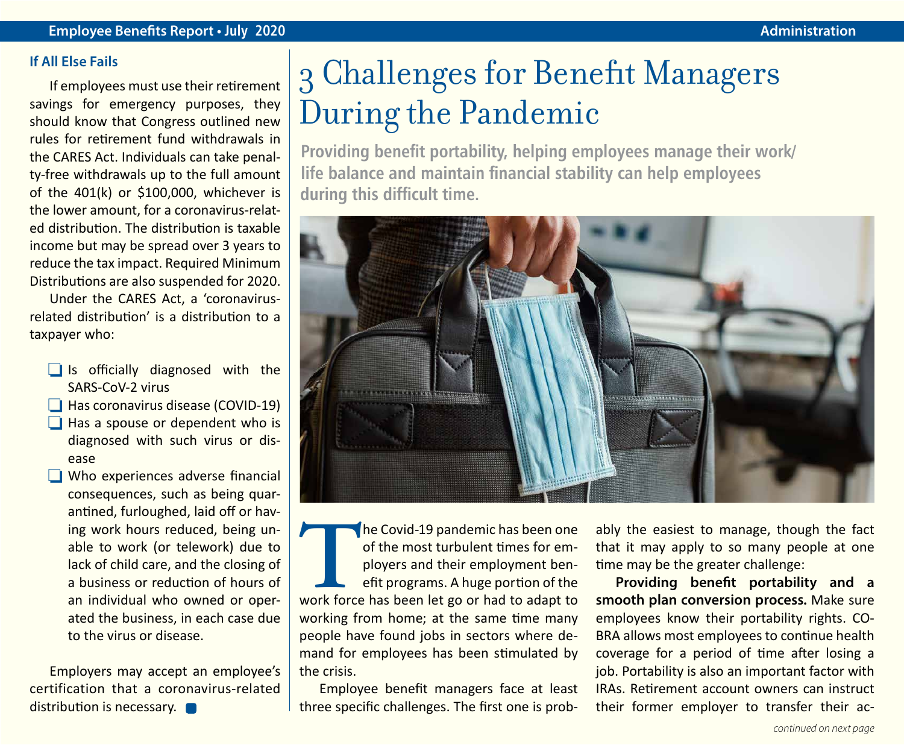### If All Else Fails

If employees must use their retirement savings for emergency purposes, they should know that Congress outlined new rules for retirement fund withdrawals in the CARES Act. Individuals can take penalty-free withdrawals up to the full amount of the 401(k) or $100,000, whichever is the lower amount, for a coronavirus-related distribution. The distribution is taxable income but may be spread over 3 years to reduce the tax impact. Required Minimum Distributions are also suspended for 2020.

Under the CARES Act, a 'coronavirus-related distribution' is a distribution to a taxpayer who:

- Is officially diagnosed with the SARS-CoV-2 virus
- Has coronavirus disease (COVID-19)
- Has a spouse or dependent who is diagnosed with such virus or disease
- Who experiences adverse financial consequences, such as being quarantined, furloughed, laid off or having work hours reduced, being unable to work (or telework) due to lack of child care, and the closing of a business or reduction of hours of an individual who owned or operated the business, in each case due to the virus or disease.

Employers may accept an employee's certification that a coronavirus-related distribution is necessary.

# 3 Challenges for Benefit Managers During the Pandemic

**Providing benefit portability, helping employees manage their work/life balance and maintain financial stability can help employees during this difficult time.**

The Covid-19 pandemic has been one of the most turbulent times for employers and their employment benefit programs. A huge portion of the work force has been let go or had to adapt to working from home; at the same time many people have found jobs in sectors where demand for employees has been stimulated by the crisis.

Employee benefit managers face at least three specific challenges. The first one is probably the easiest to manage, though the fact that it may apply to so many people at one time may be the greater challenge:

**Providing benefit portability and a smooth plan conversion process.** Make sure employees know their portability rights. COBRA allows most employees to continue health coverage for a period of time after losing a job. Portability is also an important factor with IRAs. Retirement account owners can instruct their former employer to transfer their ac-

*continued on next page*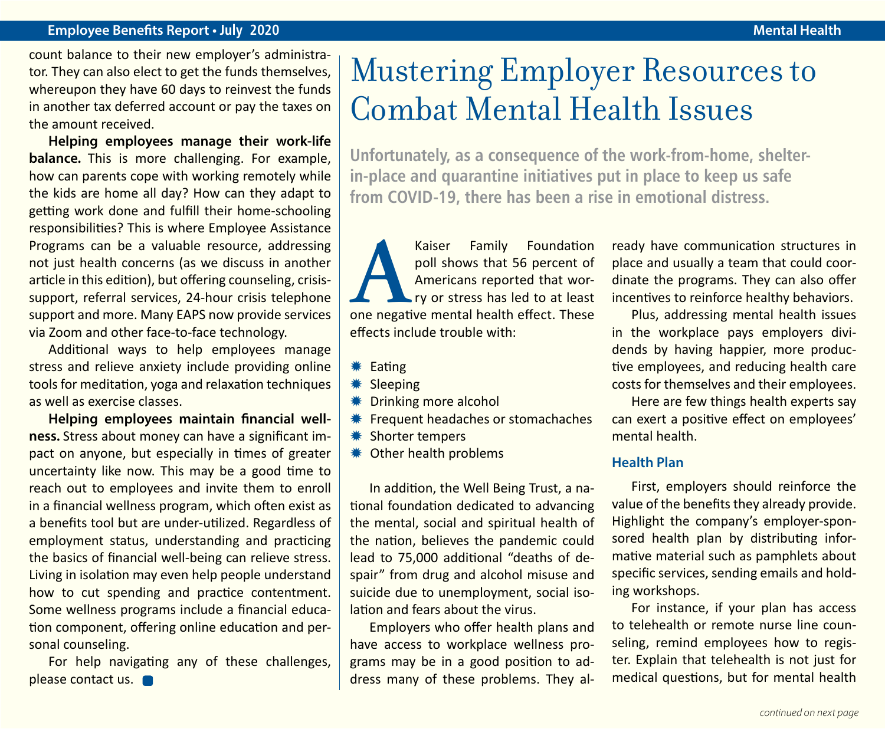count balance to their new employer's administrator. They can also elect to get the funds themselves, whereupon they have 60 days to reinvest the funds in another tax deferred account or pay the taxes on the amount received.

**Helping employees manage their work-life balance.** This is more challenging. For example, how can parents cope with working remotely while the kids are home all day? How can they adapt to getting work done and fulfill their home-schooling responsibilities? This is where Employee Assistance Programs can be a valuable resource, addressing not just health concerns (as we discuss in another article in this edition), but offering counseling, crisis-support, referral services, 24-hour crisis telephone support and more. Many EAPS now provide services via Zoom and other face-to-face technology.

Additional ways to help employees manage stress and relieve anxiety include providing online tools for meditation, yoga and relaxation techniques as well as exercise classes.

**Helping employees maintain financial wellness.** Stress about money can have a significant impact on anyone, but especially in times of greater uncertainty like now. This may be a good time to reach out to employees and invite them to enroll in a financial wellness program, which often exist as a benefits tool but are under-utilized. Regardless of employment status, understanding and practicing the basics of financial well-being can relieve stress. Living in isolation may even help people understand how to cut spending and practice contentment. Some wellness programs include a financial education component, offering online education and personal counseling.

For help navigating any of these challenges, please contact us.

# Mustering Employer Resources to Combat Mental Health Issues

**Unfortunately, as a consequence of the work-from-home, shelter-in-place and quarantine initiatives put in place to keep us safe from COVID-19, there has been a rise in emotional distress.**

A Kaiser Family Foundation poll shows that 56 percent of Americans reported that worry or stress has led to at least one negative mental health effect. These effects include trouble with:

- Eating
- Sleeping
- Drinking more alcohol
- Frequent headaches or stomachaches
- Shorter tempers
- Other health problems

In addition, the Well Being Trust, a national foundation dedicated to advancing the mental, social and spiritual health of the nation, believes the pandemic could lead to 75,000 additional "deaths of despair" from drug and alcohol misuse and suicide due to unemployment, social isolation and fears about the virus.

Employers who offer health plans and have access to workplace wellness programs may be in a good position to address many of these problems. They already have communication structures in place and usually a team that could coordinate the programs. They can also offer incentives to reinforce healthy behaviors.

Plus, addressing mental health issues in the workplace pays employers dividends by having happier, more productive employees, and reducing health care costs for themselves and their employees.

Here are few things health experts say can exert a positive effect on employees' mental health.

### Health Plan

First, employers should reinforce the value of the benefits they already provide. Highlight the company's employer-sponsored health plan by distributing informative material such as pamphlets about specific services, sending emails and holding workshops.

For instance, if your plan has access to telehealth or remote nurse line counseling, remind employees how to register. Explain that telehealth is not just for medical questions, but for mental health

*continued on next page*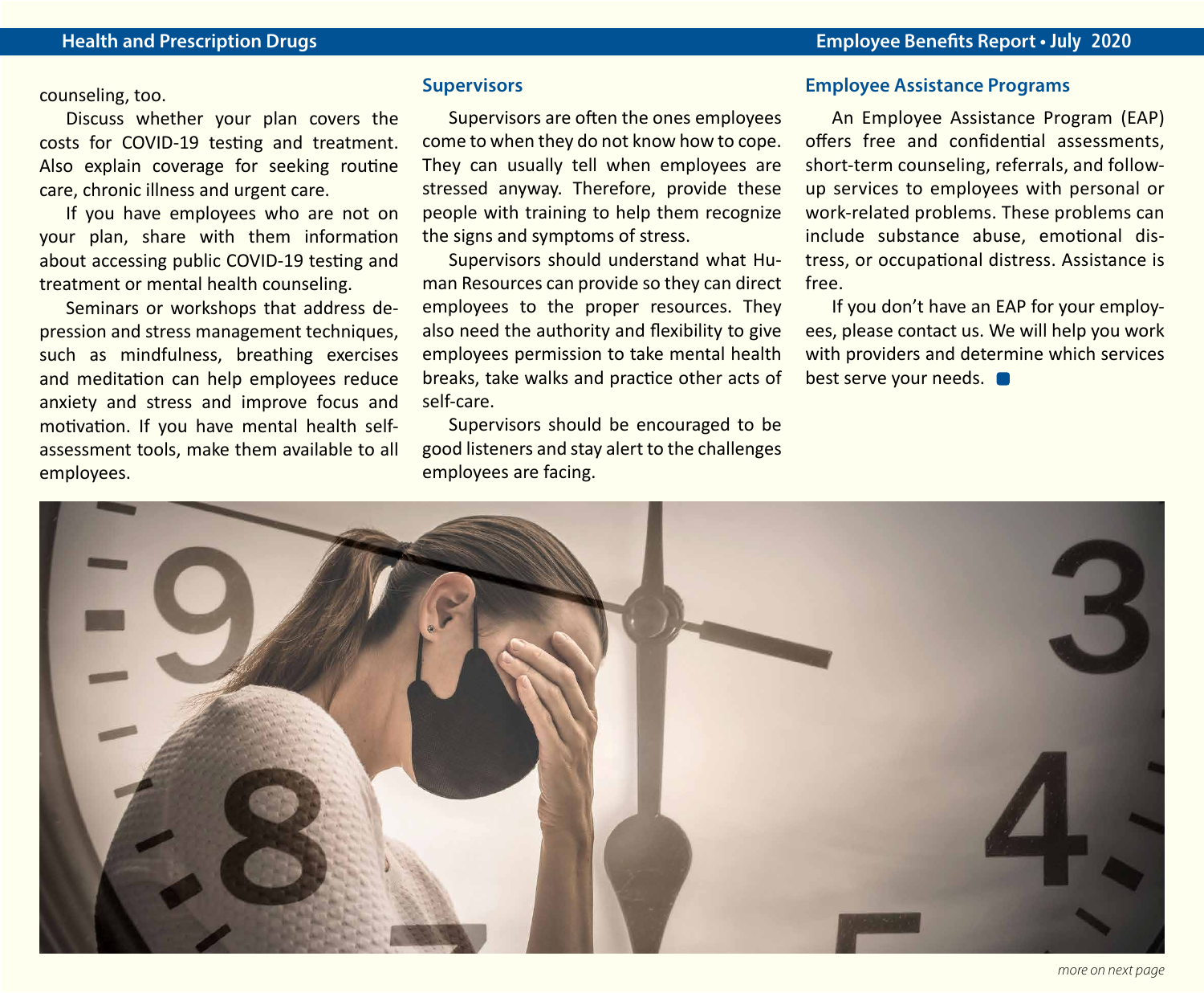counseling, too.

Discuss whether your plan covers the costs for COVID-19 testing and treatment. Also explain coverage for seeking routine care, chronic illness and urgent care.

If you have employees who are not on your plan, share with them information about accessing public COVID-19 testing and treatment or mental health counseling.

Seminars or workshops that address depression and stress management techniques, such as mindfulness, breathing exercises and meditation can help employees reduce anxiety and stress and improve focus and motivation. If you have mental health self-assessment tools, make them available to all employees.

### Supervisors

Supervisors are often the ones employees come to when they do not know how to cope. They can usually tell when employees are stressed anyway. Therefore, provide these people with training to help them recognize the signs and symptoms of stress.

Supervisors should understand what Human Resources can provide so they can direct employees to the proper resources. They also need the authority and flexibility to give employees permission to take mental health breaks, take walks and practice other acts of self-care.

Supervisors should be encouraged to be good listeners and stay alert to the challenges employees are facing.

### Employee Assistance Programs

An Employee Assistance Program (EAP) offers free and confidential assessments, short-term counseling, referrals, and follow-up services to employees with personal or work-related problems. These problems can include substance abuse, emotional distress, or occupational distress. Assistance is free.

If you don't have an EAP for your employees, please contact us. We will help you work with providers and determine which services best serve your needs.

*more on next page*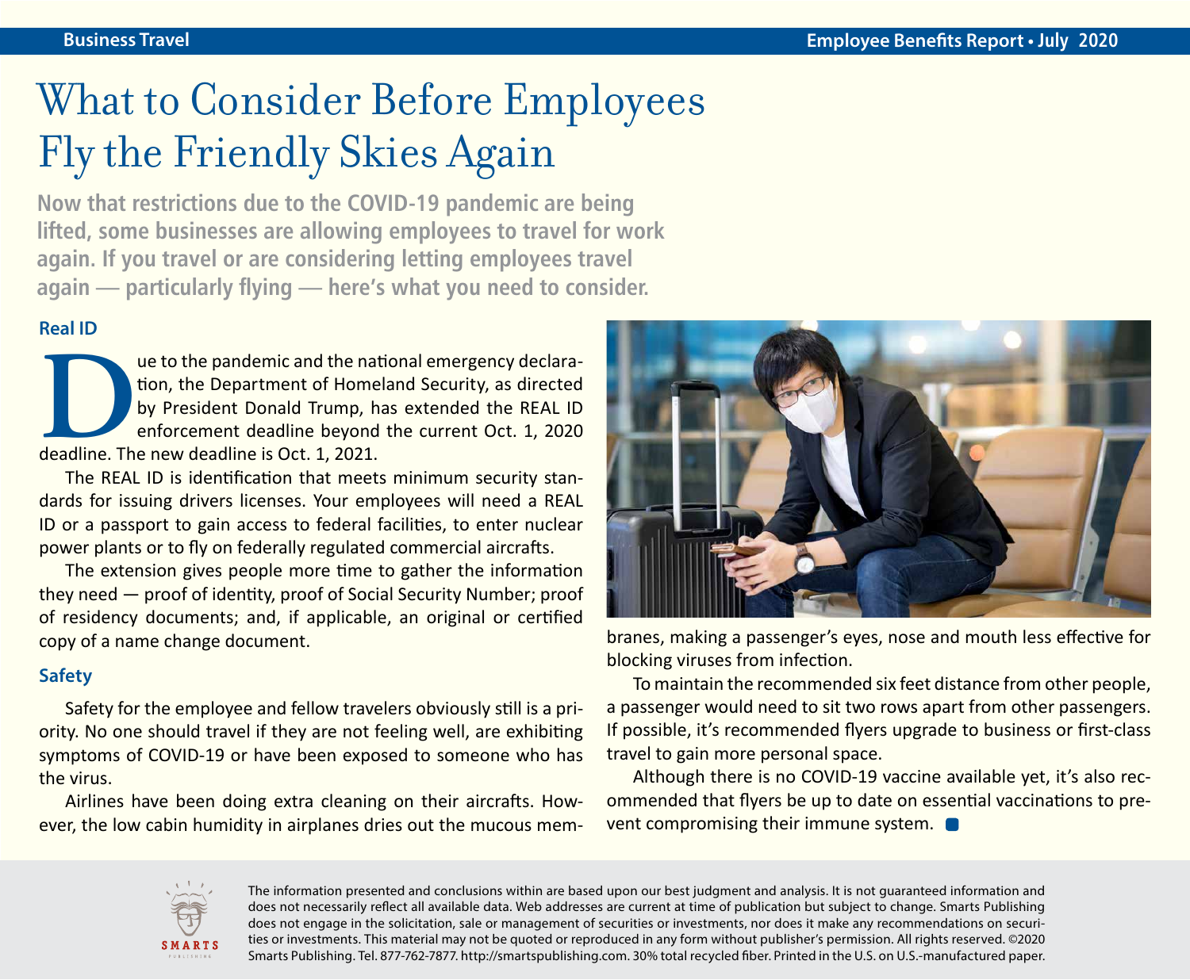# What to Consider Before Employees Fly the Friendly Skies Again

**Now that restrictions due to the COVID-19 pandemic are being lifted, some businesses are allowing employees to travel for work again. If you travel or are considering letting employees travel again — particularly flying — here's what you need to consider.**

## Real ID

Due to the pandemic and the national emergency declaration, the Department of Homeland Security, as directed by President Donald Trump, has extended the REAL ID enforcement deadline beyond the current Oct. 1, 2020 deadline. The new deadline is Oct. 1, 2021.

The REAL ID is identification that meets minimum security standards for issuing drivers licenses. Your employees will need a REAL ID or a passport to gain access to federal facilities, to enter nuclear power plants or to fly on federally regulated commercial aircrafts.

The extension gives people more time to gather the information they need — proof of identity, proof of Social Security Number; proof of residency documents; and, if applicable, an original or certified copy of a name change document.

## Safety

Safety for the employee and fellow travelers obviously still is a priority. No one should travel if they are not feeling well, are exhibiting symptoms of COVID-19 or have been exposed to someone who has the virus.

Airlines have been doing extra cleaning on their aircrafts. However, the low cabin humidity in airplanes dries out the mucous membranes, making a passenger's eyes, nose and mouth less effective for blocking viruses from infection.

To maintain the recommended six feet distance from other people, a passenger would need to sit two rows apart from other passengers. If possible, it's recommended flyers upgrade to business or first-class travel to gain more personal space.

Although there is no COVID-19 vaccine available yet, it's also recommended that flyers be up to date on essential vaccinations to prevent compromising their immune system.

The information presented and conclusions within are based upon our best judgment and analysis. It is not guaranteed information and does not necessarily reflect all available data. Web addresses are current at time of publication but subject to change. Smarts Publishing does not engage in the solicitation, sale or management of securities or investments, nor does it make any recommendations on securities or investments. This material may not be quoted or reproduced in any form without publisher's permission. All rights reserved. ©2020 Smarts Publishing. Tel. 877-762-7877. http://smartspublishing.com. 30% total recycled fiber. Printed in the U.S. on U.S.-manufactured paper.